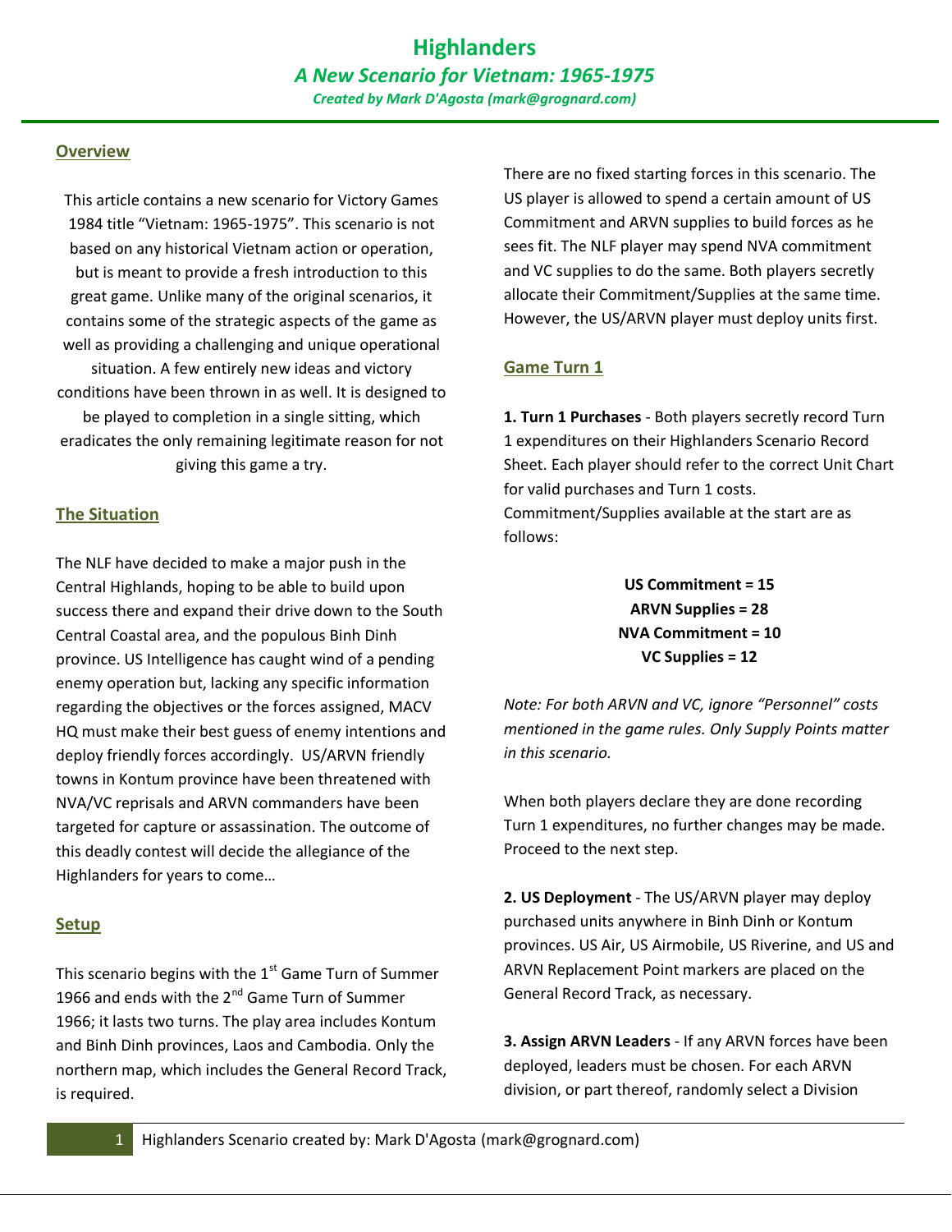# Highlanders

## *A New Scenario for Vietnam: 1965-1975*

***Created by Mark D'Agosta (mark@grognard.com)***

### Overview

This article contains a new scenario for Victory Games 1984 title "Vietnam: 1965-1975". This scenario is not based on any historical Vietnam action or operation, but is meant to provide a fresh introduction to this great game. Unlike many of the original scenarios, it contains some of the strategic aspects of the game as well as providing a challenging and unique operational situation. A few entirely new ideas and victory conditions have been thrown in as well. It is designed to be played to completion in a single sitting, which eradicates the only remaining legitimate reason for not giving this game a try.

### The Situation

The NLF have decided to make a major push in the Central Highlands, hoping to be able to build upon success there and expand their drive down to the South Central Coastal area, and the populous Binh Dinh province. US Intelligence has caught wind of a pending enemy operation but, lacking any specific information regarding the objectives or the forces assigned, MACV HQ must make their best guess of enemy intentions and deploy friendly forces accordingly. US/ARVN friendly towns in Kontum province have been threatened with NVA/VC reprisals and ARVN commanders have been targeted for capture or assassination. The outcome of this deadly contest will decide the allegiance of the Highlanders for years to come…

### Setup

This scenario begins with the 1st Game Turn of Summer 1966 and ends with the 2nd Game Turn of Summer 1966; it lasts two turns. The play area includes Kontum and Binh Dinh provinces, Laos and Cambodia. Only the northern map, which includes the General Record Track, is required.

There are no fixed starting forces in this scenario. The US player is allowed to spend a certain amount of US Commitment and ARVN supplies to build forces as he sees fit. The NLF player may spend NVA commitment and VC supplies to do the same. Both players secretly allocate their Commitment/Supplies at the same time. However, the US/ARVN player must deploy units first.

### Game Turn 1

**1. Turn 1 Purchases** - Both players secretly record Turn 1 expenditures on their Highlanders Scenario Record Sheet. Each player should refer to the correct Unit Chart for valid purchases and Turn 1 costs. Commitment/Supplies available at the start are as follows:

**US Commitment = 15**
**ARVN Supplies = 28**
**NVA Commitment = 10**
**VC Supplies = 12**

*Note: For both ARVN and VC, ignore "Personnel" costs mentioned in the game rules. Only Supply Points matter in this scenario.*

When both players declare they are done recording Turn 1 expenditures, no further changes may be made. Proceed to the next step.

**2. US Deployment** - The US/ARVN player may deploy purchased units anywhere in Binh Dinh or Kontum provinces. US Air, US Airmobile, US Riverine, and US and ARVN Replacement Point markers are placed on the General Record Track, as necessary.

**3. Assign ARVN Leaders** - If any ARVN forces have been deployed, leaders must be chosen. For each ARVN division, or part thereof, randomly select a Division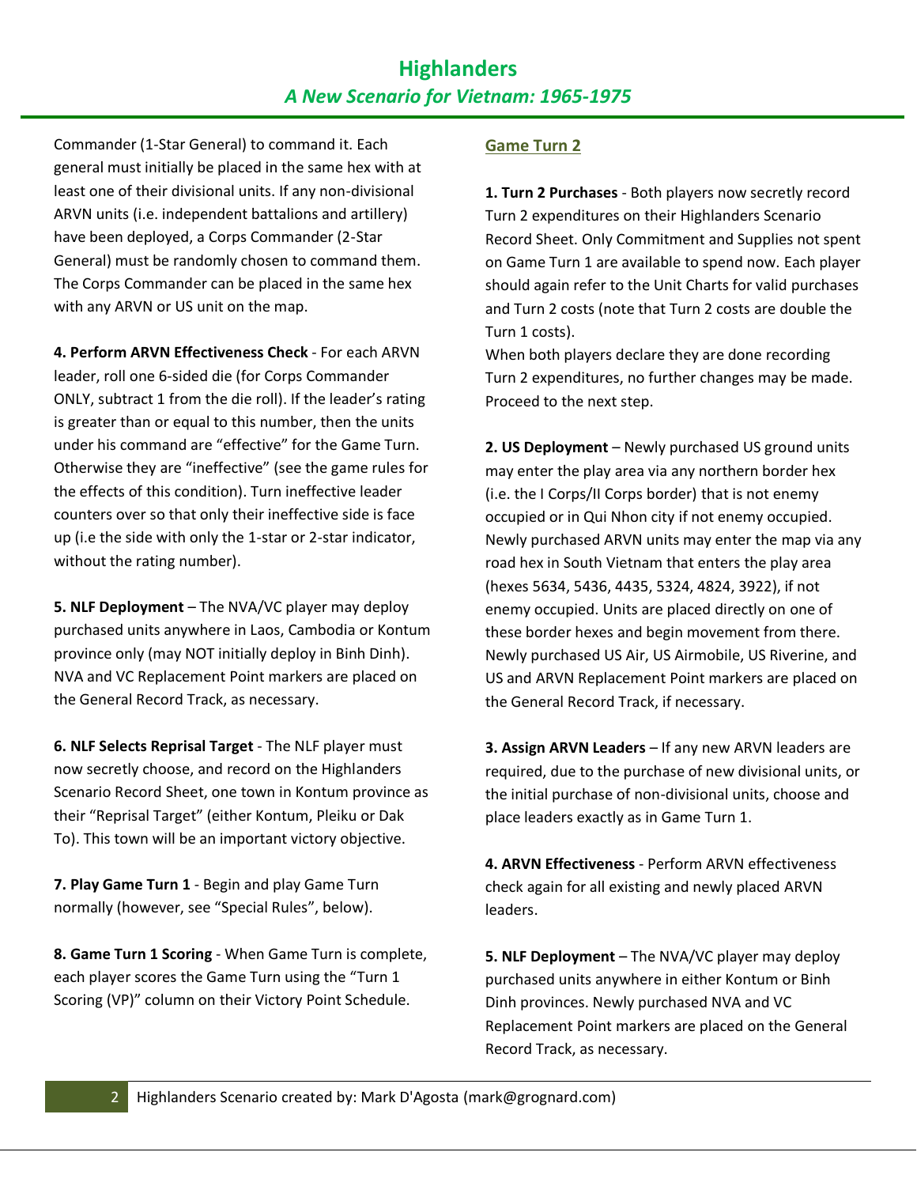Commander (1-Star General) to command it. Each general must initially be placed in the same hex with at least one of their divisional units. If any non-divisional ARVN units (i.e. independent battalions and artillery) have been deployed, a Corps Commander (2-Star General) must be randomly chosen to command them. The Corps Commander can be placed in the same hex with any ARVN or US unit on the map.

**4. Perform ARVN Effectiveness Check** - For each ARVN leader, roll one 6-sided die (for Corps Commander ONLY, subtract 1 from the die roll). If the leader's rating is greater than or equal to this number, then the units under his command are "effective" for the Game Turn. Otherwise they are "ineffective" (see the game rules for the effects of this condition). Turn ineffective leader counters over so that only their ineffective side is face up (i.e the side with only the 1-star or 2-star indicator, without the rating number).

**5. NLF Deployment** – The NVA/VC player may deploy purchased units anywhere in Laos, Cambodia or Kontum province only (may NOT initially deploy in Binh Dinh). NVA and VC Replacement Point markers are placed on the General Record Track, as necessary.

**6. NLF Selects Reprisal Target** - The NLF player must now secretly choose, and record on the Highlanders Scenario Record Sheet, one town in Kontum province as their "Reprisal Target" (either Kontum, Pleiku or Dak To). This town will be an important victory objective.

**7. Play Game Turn 1** - Begin and play Game Turn normally (however, see "Special Rules", below).

**8. Game Turn 1 Scoring** - When Game Turn is complete, each player scores the Game Turn using the "Turn 1 Scoring (VP)" column on their Victory Point Schedule.

## Game Turn 2

**1. Turn 2 Purchases** - Both players now secretly record Turn 2 expenditures on their Highlanders Scenario Record Sheet. Only Commitment and Supplies not spent on Game Turn 1 are available to spend now. Each player should again refer to the Unit Charts for valid purchases and Turn 2 costs (note that Turn 2 costs are double the Turn 1 costs).
When both players declare they are done recording Turn 2 expenditures, no further changes may be made. Proceed to the next step.

**2. US Deployment** – Newly purchased US ground units may enter the play area via any northern border hex (i.e. the I Corps/II Corps border) that is not enemy occupied or in Qui Nhon city if not enemy occupied. Newly purchased ARVN units may enter the map via any road hex in South Vietnam that enters the play area (hexes 5634, 5436, 4435, 5324, 4824, 3922), if not enemy occupied. Units are placed directly on one of these border hexes and begin movement from there. Newly purchased US Air, US Airmobile, US Riverine, and US and ARVN Replacement Point markers are placed on the General Record Track, if necessary.

**3. Assign ARVN Leaders** – If any new ARVN leaders are required, due to the purchase of new divisional units, or the initial purchase of non-divisional units, choose and place leaders exactly as in Game Turn 1.

**4. ARVN Effectiveness** - Perform ARVN effectiveness check again for all existing and newly placed ARVN leaders.

**5. NLF Deployment** – The NVA/VC player may deploy purchased units anywhere in either Kontum or Binh Dinh provinces. Newly purchased NVA and VC Replacement Point markers are placed on the General Record Track, as necessary.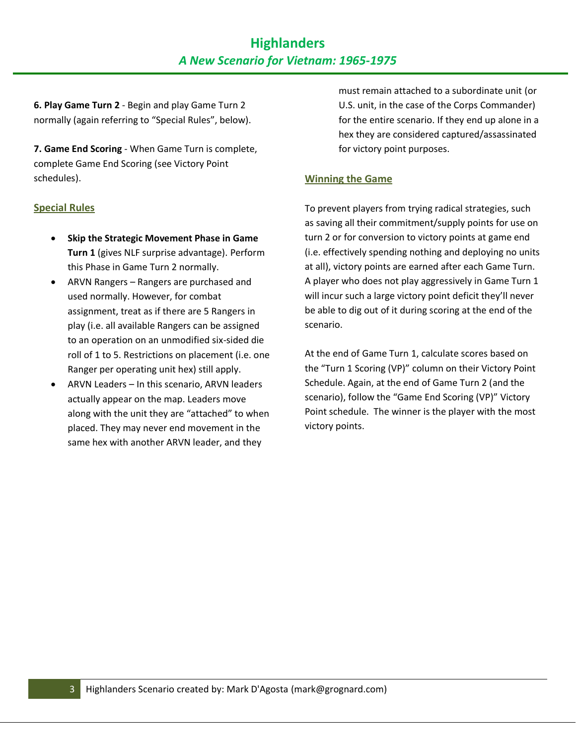**6. Play Game Turn 2** - Begin and play Game Turn 2 normally (again referring to "Special Rules", below).

**7. Game End Scoring** - When Game Turn is complete, complete Game End Scoring (see Victory Point schedules).

## Special Rules

- **Skip the Strategic Movement Phase in Game Turn 1** (gives NLF surprise advantage). Perform this Phase in Game Turn 2 normally.
- ARVN Rangers – Rangers are purchased and used normally. However, for combat assignment, treat as if there are 5 Rangers in play (i.e. all available Rangers can be assigned to an operation on an unmodified six-sided die roll of 1 to 5. Restrictions on placement (i.e. one Ranger per operating unit hex) still apply.
- ARVN Leaders – In this scenario, ARVN leaders actually appear on the map. Leaders move along with the unit they are "attached" to when placed. They may never end movement in the same hex with another ARVN leader, and they must remain attached to a subordinate unit (or U.S. unit, in the case of the Corps Commander) for the entire scenario. If they end up alone in a hex they are considered captured/assassinated for victory point purposes.

## Winning the Game

To prevent players from trying radical strategies, such as saving all their commitment/supply points for use on turn 2 or for conversion to victory points at game end (i.e. effectively spending nothing and deploying no units at all), victory points are earned after each Game Turn. A player who does not play aggressively in Game Turn 1 will incur such a large victory point deficit they'll never be able to dig out of it during scoring at the end of the scenario.

At the end of Game Turn 1, calculate scores based on the "Turn 1 Scoring (VP)" column on their Victory Point Schedule. Again, at the end of Game Turn 2 (and the scenario), follow the "Game End Scoring (VP)" Victory Point schedule. The winner is the player with the most victory points.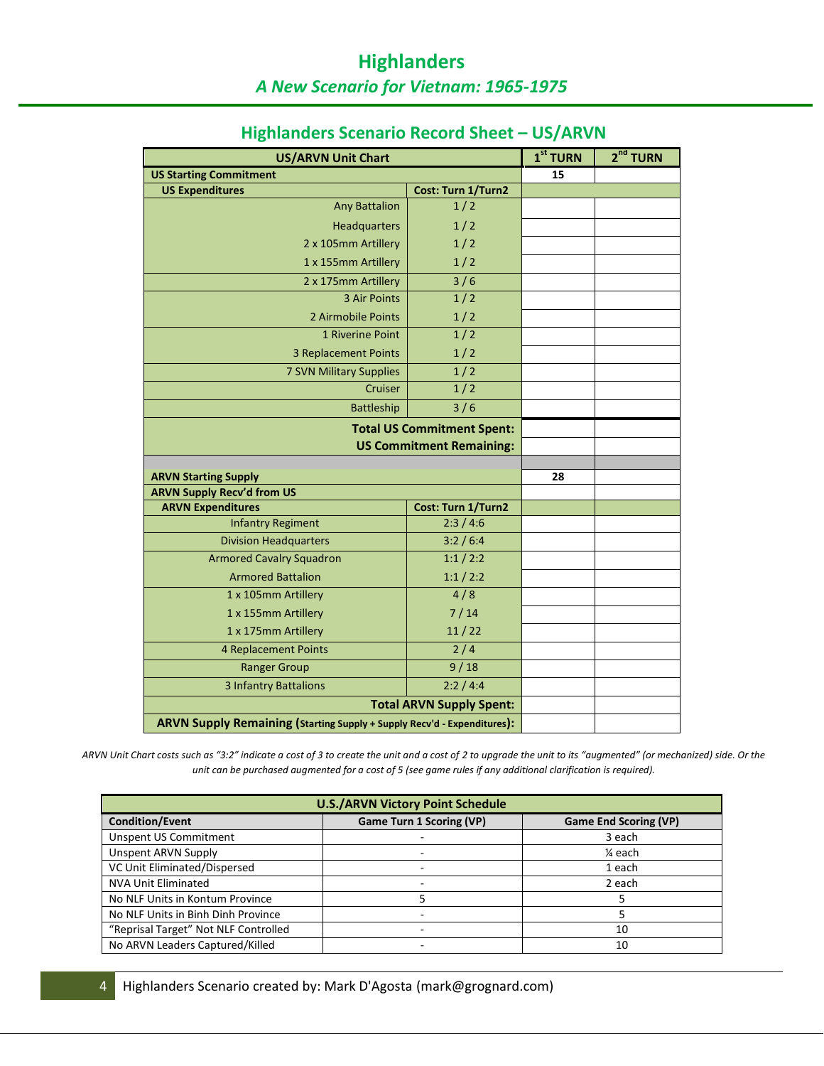# Highlanders

## *A New Scenario for Vietnam: 1965-1975*

### Highlanders Scenario Record Sheet – US/ARVN

| US/ARVN Unit Chart | | 1st TURN | 2nd TURN |
|---|---|---|---|
| **US Starting Commitment** | | **15** | |
| **US Expenditures** | **Cost: Turn 1/Turn2** | | |
| Any Battalion | 1 / 2 | | |
| Headquarters | 1 / 2 | | |
| 2 x 105mm Artillery | 1 / 2 | | |
| 1 x 155mm Artillery | 1 / 2 | | |
| 2 x 175mm Artillery | 3 / 6 | | |
| 3 Air Points | 1 / 2 | | |
| 2 Airmobile Points | 1 / 2 | | |
| 1 Riverine Point | 1 / 2 | | |
| 3 Replacement Points | 1 / 2 | | |
| 7 SVN Military Supplies | 1 / 2 | | |
| Cruiser | 1 / 2 | | |
| Battleship | 3 / 6 | | |
| **Total US Commitment Spent:** | | | |
| **US Commitment Remaining:** | | | |
| | | | |
| **ARVN Starting Supply** | | **28** | |
| **ARVN Supply Recv'd from US** | | | |
| **ARVN Expenditures** | **Cost: Turn 1/Turn2** | | |
| Infantry Regiment | 2:3 / 4:6 | | |
| Division Headquarters | 3:2 / 6:4 | | |
| Armored Cavalry Squadron | 1:1 / 2:2 | | |
| Armored Battalion | 1:1 / 2:2 | | |
| 1 x 105mm Artillery | 4 / 8 | | |
| 1 x 155mm Artillery | 7 / 14 | | |
| 1 x 175mm Artillery | 11 / 22 | | |
| 4 Replacement Points | 2 / 4 | | |
| Ranger Group | 9 / 18 | | |
| 3 Infantry Battalions | 2:2 / 4:4 | | |
| **Total ARVN Supply Spent:** | | | |
| **ARVN Supply Remaining (Starting Supply + Supply Recv'd - Expenditures):** | | | |

*ARVN Unit Chart costs such as "3:2" indicate a cost of 3 to create the unit and a cost of 2 to upgrade the unit to its "augmented" (or mechanized) side. Or the unit can be purchased augmented for a cost of 5 (see game rules if any additional clarification is required).*

| U.S./ARVN Victory Point Schedule | | |
|---|---|---|
| **Condition/Event** | **Game Turn 1 Scoring (VP)** | **Game End Scoring (VP)** |
| Unspent US Commitment | - | 3 each |
| Unspent ARVN Supply | - | ¼ each |
| VC Unit Eliminated/Dispersed | - | 1 each |
| NVA Unit Eliminated | - | 2 each |
| No NLF Units in Kontum Province | 5 | 5 |
| No NLF Units in Binh Dinh Province | - | 5 |
| "Reprisal Target" Not NLF Controlled | - | 10 |
| No ARVN Leaders Captured/Killed | - | 10 |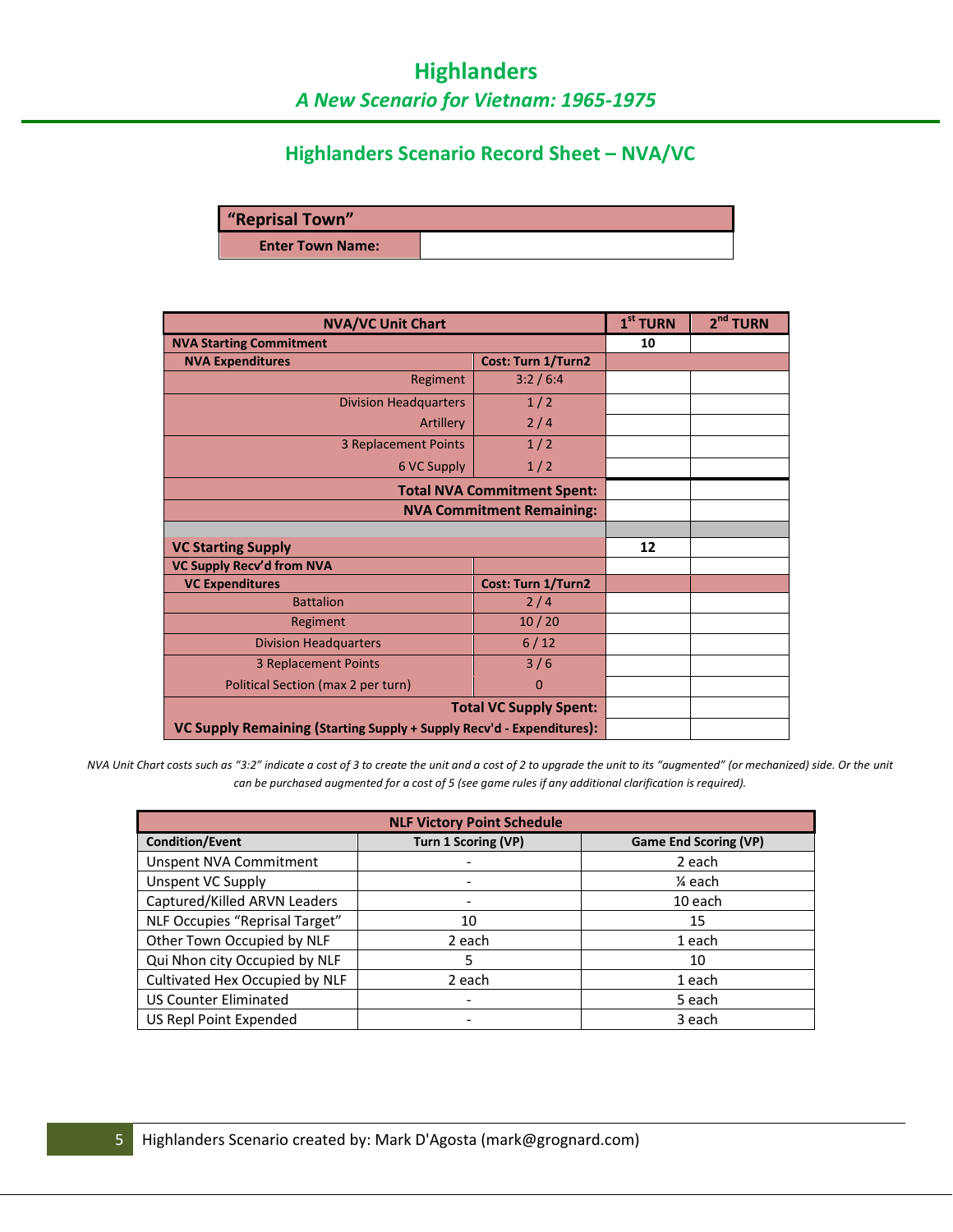# Highlanders

## *A New Scenario for Vietnam: 1965-1975*

## Highlanders Scenario Record Sheet – NVA/VC

| "Reprisal Town" | |
|---|---|
| **Enter Town Name:** | |

| NVA/VC Unit Chart | | 1st TURN | 2nd TURN |
|---|---|---|---|
| **NVA Starting Commitment** | | 10 | |
| **NVA Expenditures** | **Cost: Turn 1/Turn2** | | |
| Regiment | 3:2 / 6:4 | | |
| Division Headquarters | 1 / 2 | | |
| Artillery | 2 / 4 | | |
| 3 Replacement Points | 1 / 2 | | |
| 6 VC Supply | 1 / 2 | | |
| **Total NVA Commitment Spent:** | | | |
| **NVA Commitment Remaining:** | | | |
| | | | |
| **VC Starting Supply** | | 12 | |
| **VC Supply Recv'd from NVA** | | | |
| **VC Expenditures** | **Cost: Turn 1/Turn2** | | |
| Battalion | 2 / 4 | | |
| Regiment | 10 / 20 | | |
| Division Headquarters | 6 / 12 | | |
| 3 Replacement Points | 3 / 6 | | |
| Political Section (max 2 per turn) | 0 | | |
| **Total VC Supply Spent:** | | | |
| **VC Supply Remaining (Starting Supply + Supply Recv'd - Expenditures):** | | | |

*NVA Unit Chart costs such as "3:2" indicate a cost of 3 to create the unit and a cost of 2 to upgrade the unit to its "augmented" (or mechanized) side. Or the unit can be purchased augmented for a cost of 5 (see game rules if any additional clarification is required).*

| NLF Victory Point Schedule | | |
|---|---|---|
| **Condition/Event** | **Turn 1 Scoring (VP)** | **Game End Scoring (VP)** |
| Unspent NVA Commitment | - | 2 each |
| Unspent VC Supply | - | ¼ each |
| Captured/Killed ARVN Leaders | - | 10 each |
| NLF Occupies "Reprisal Target" | 10 | 15 |
| Other Town Occupied by NLF | 2 each | 1 each |
| Qui Nhon city Occupied by NLF | 5 | 10 |
| Cultivated Hex Occupied by NLF | 2 each | 1 each |
| US Counter Eliminated | - | 5 each |
| US Repl Point Expended | - | 3 each |

Highlanders Scenario created by: Mark D'Agosta (mark@grognard.com)